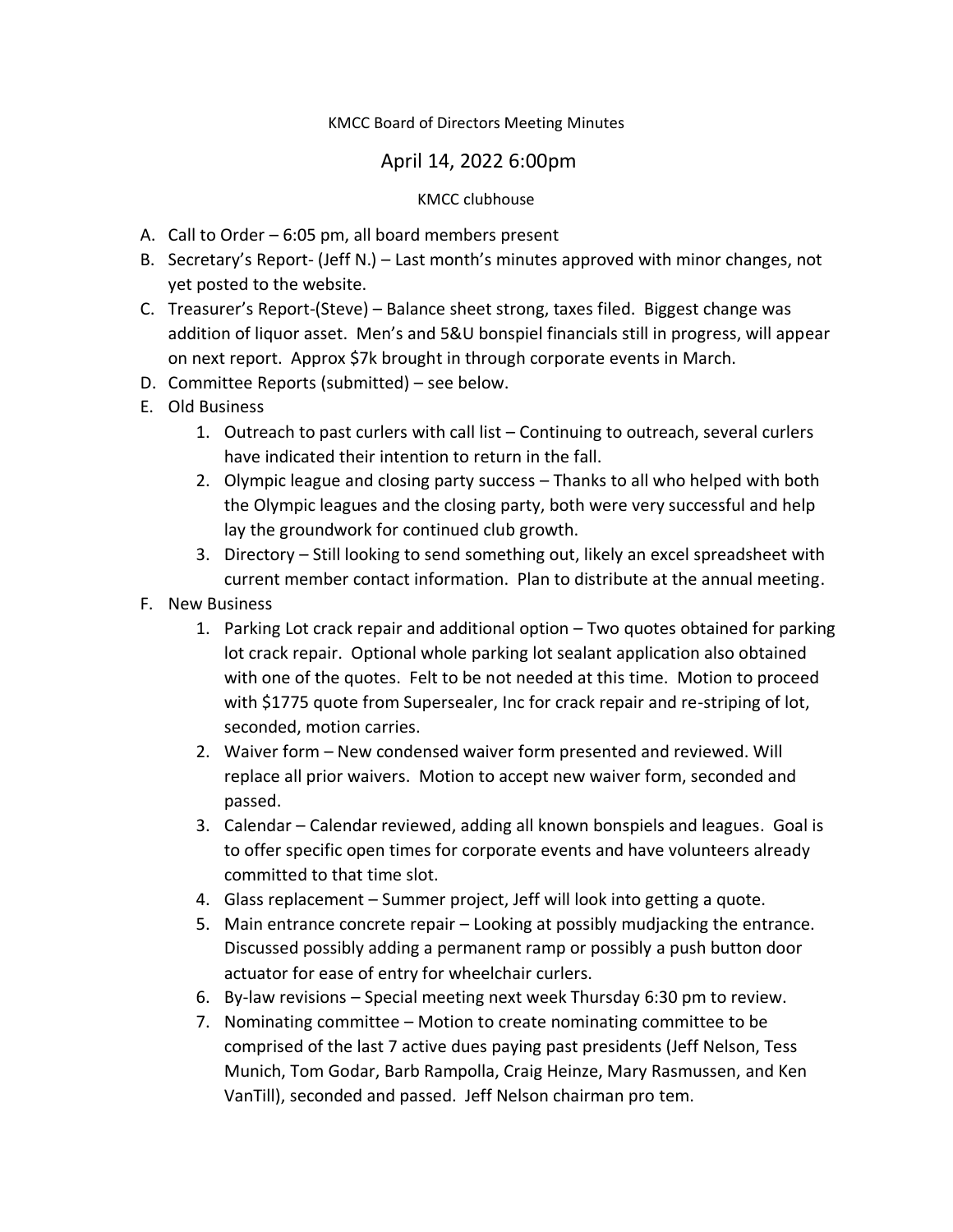KMCC Board of Directors Meeting Minutes

# April 14, 2022 6:00pm

KMCC clubhouse

A. Call to Order – 6:05 pm, all board members present
B. Secretary's Report- (Jeff N.) – Last month's minutes approved with minor changes, not yet posted to the website.
C. Treasurer's Report-(Steve) – Balance sheet strong, taxes filed. Biggest change was addition of liquor asset. Men's and 5&U bonspiel financials still in progress, will appear on next report. Approx $7k brought in through corporate events in March.
D. Committee Reports (submitted) – see below.
E. Old Business
    1. Outreach to past curlers with call list – Continuing to outreach, several curlers have indicated their intention to return in the fall.
    2. Olympic league and closing party success – Thanks to all who helped with both the Olympic leagues and the closing party, both were very successful and help lay the groundwork for continued club growth.
    3. Directory – Still looking to send something out, likely an excel spreadsheet with current member contact information. Plan to distribute at the annual meeting.
F. New Business
    1. Parking Lot crack repair and additional option – Two quotes obtained for parking lot crack repair. Optional whole parking lot sealant application also obtained with one of the quotes. Felt to be not needed at this time. Motion to proceed with $1775 quote from Supersealer, Inc for crack repair and re-striping of lot, seconded, motion carries.
    2. Waiver form – New condensed waiver form presented and reviewed. Will replace all prior waivers. Motion to accept new waiver form, seconded and passed.
    3. Calendar – Calendar reviewed, adding all known bonspiels and leagues. Goal is to offer specific open times for corporate events and have volunteers already committed to that time slot.
    4. Glass replacement – Summer project, Jeff will look into getting a quote.
    5. Main entrance concrete repair – Looking at possibly mudjacking the entrance. Discussed possibly adding a permanent ramp or possibly a push button door actuator for ease of entry for wheelchair curlers.
    6. By-law revisions – Special meeting next week Thursday 6:30 pm to review.
    7. Nominating committee – Motion to create nominating committee to be comprised of the last 7 active dues paying past presidents (Jeff Nelson, Tess Munich, Tom Godar, Barb Rampolla, Craig Heinze, Mary Rasmussen, and Ken VanTill), seconded and passed. Jeff Nelson chairman pro tem.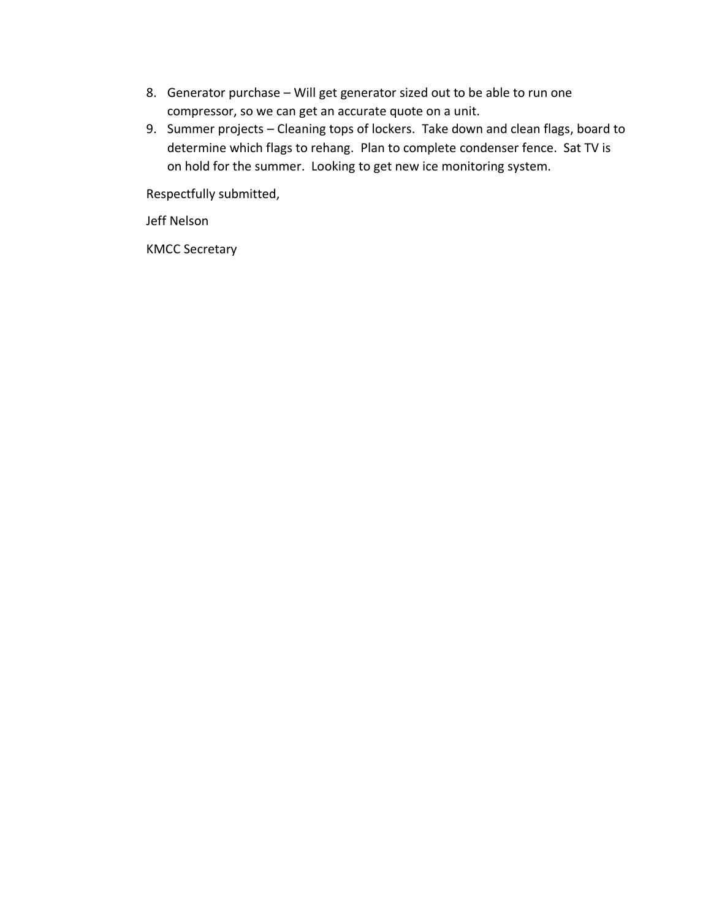8. Generator purchase – Will get generator sized out to be able to run one compressor, so we can get an accurate quote on a unit.
9. Summer projects – Cleaning tops of lockers. Take down and clean flags, board to determine which flags to rehang. Plan to complete condenser fence. Sat TV is on hold for the summer. Looking to get new ice monitoring system.

Respectfully submitted,

Jeff Nelson

KMCC Secretary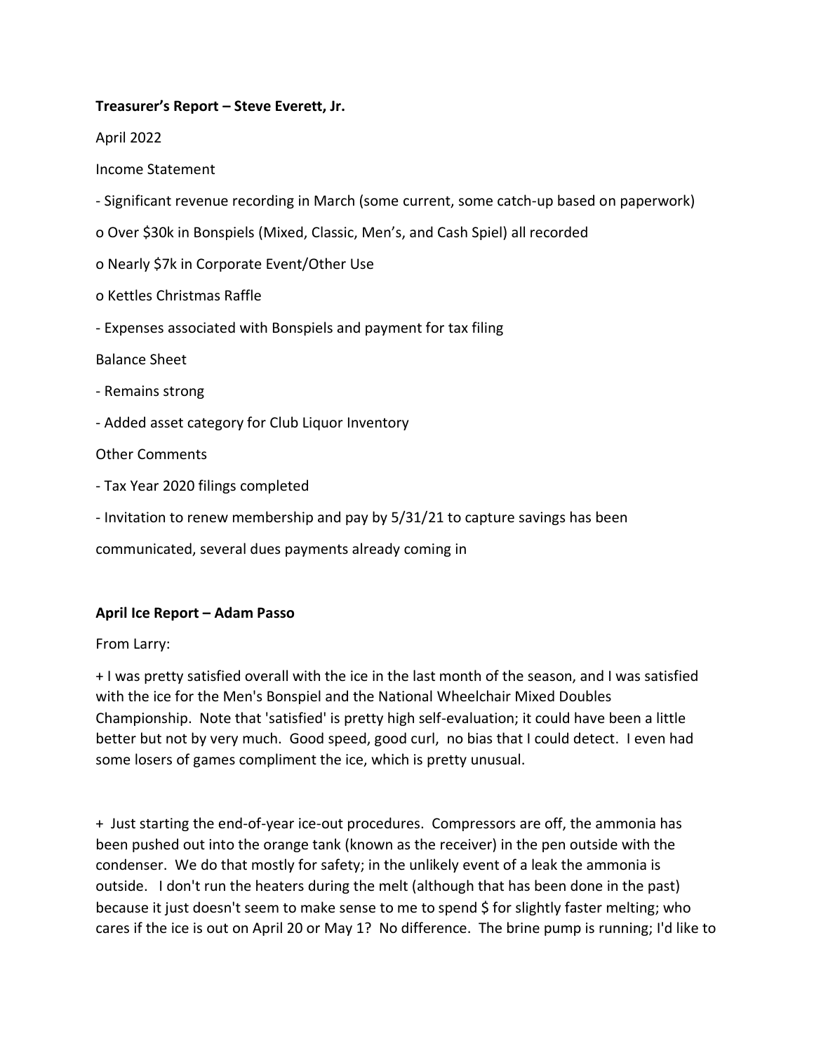**Treasurer's Report – Steve Everett, Jr.**

April 2022

Income Statement

- Significant revenue recording in March (some current, some catch-up based on paperwork)
  - o Over $30k in Bonspiels (Mixed, Classic, Men's, and Cash Spiel) all recorded
  - o Nearly $7k in Corporate Event/Other Use
  - o Kettles Christmas Raffle
- Expenses associated with Bonspiels and payment for tax filing

Balance Sheet

- Remains strong
- Added asset category for Club Liquor Inventory

Other Comments

- Tax Year 2020 filings completed
- Invitation to renew membership and pay by 5/31/21 to capture savings has been communicated, several dues payments already coming in

**April Ice Report – Adam Passo**

From Larry:

+ I was pretty satisfied overall with the ice in the last month of the season, and I was satisfied with the ice for the Men's Bonspiel and the National Wheelchair Mixed Doubles Championship. Note that 'satisfied' is pretty high self-evaluation; it could have been a little better but not by very much. Good speed, good curl, no bias that I could detect. I even had some losers of games compliment the ice, which is pretty unusual.

+ Just starting the end-of-year ice-out procedures. Compressors are off, the ammonia has been pushed out into the orange tank (known as the receiver) in the pen outside with the condenser. We do that mostly for safety; in the unlikely event of a leak the ammonia is outside. I don't run the heaters during the melt (although that has been done in the past) because it just doesn't seem to make sense to me to spend $ for slightly faster melting; who cares if the ice is out on April 20 or May 1? No difference. The brine pump is running; I'd like to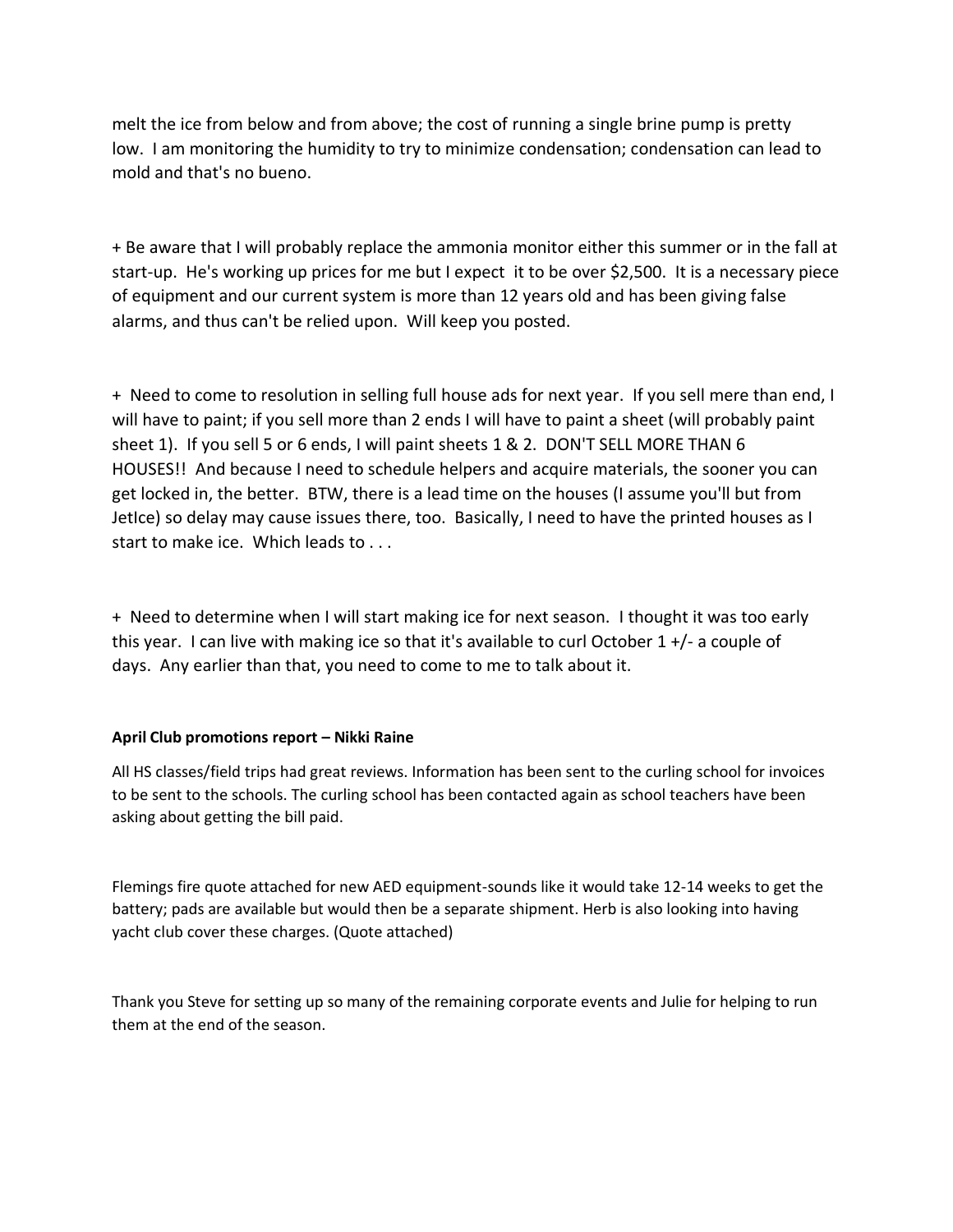melt the ice from below and from above; the cost of running a single brine pump is pretty low. I am monitoring the humidity to try to minimize condensation; condensation can lead to mold and that's no bueno.

+ Be aware that I will probably replace the ammonia monitor either this summer or in the fall at start-up. He's working up prices for me but I expect it to be over $2,500. It is a necessary piece of equipment and our current system is more than 12 years old and has been giving false alarms, and thus can't be relied upon. Will keep you posted.

+ Need to come to resolution in selling full house ads for next year. If you sell mere than end, I will have to paint; if you sell more than 2 ends I will have to paint a sheet (will probably paint sheet 1). If you sell 5 or 6 ends, I will paint sheets 1 & 2. DON'T SELL MORE THAN 6 HOUSES!! And because I need to schedule helpers and acquire materials, the sooner you can get locked in, the better. BTW, there is a lead time on the houses (I assume you'll but from JetIce) so delay may cause issues there, too. Basically, I need to have the printed houses as I start to make ice. Which leads to . . .

+ Need to determine when I will start making ice for next season. I thought it was too early this year. I can live with making ice so that it's available to curl October 1 +/- a couple of days. Any earlier than that, you need to come to me to talk about it.

**April Club promotions report – Nikki Raine**

All HS classes/field trips had great reviews. Information has been sent to the curling school for invoices to be sent to the schools. The curling school has been contacted again as school teachers have been asking about getting the bill paid.

Flemings fire quote attached for new AED equipment-sounds like it would take 12-14 weeks to get the battery; pads are available but would then be a separate shipment. Herb is also looking into having yacht club cover these charges. (Quote attached)

Thank you Steve for setting up so many of the remaining corporate events and Julie for helping to run them at the end of the season.